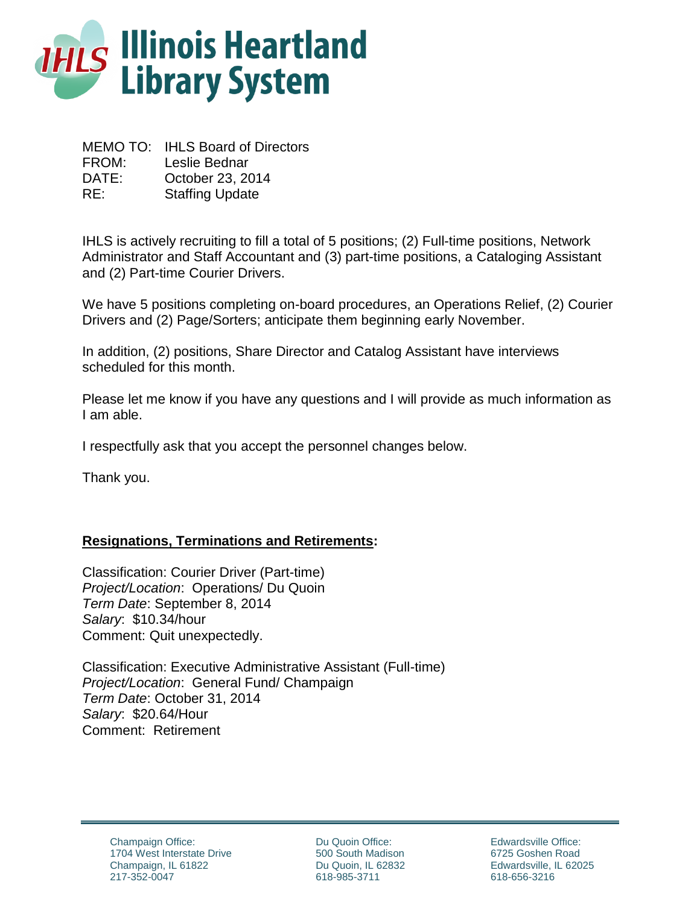# Illinois Heartland Library System

MEMO TO: IHLS Board of Directors
FROM: Leslie Bednar
DATE: October 23, 2014
RE: Staffing Update

IHLS is actively recruiting to fill a total of 5 positions; (2) Full-time positions, Network Administrator and Staff Accountant and (3) part-time positions, a Cataloging Assistant and (2) Part-time Courier Drivers.

We have 5 positions completing on-board procedures, an Operations Relief, (2) Courier Drivers and (2) Page/Sorters; anticipate them beginning early November.

In addition, (2) positions, Share Director and Catalog Assistant have interviews scheduled for this month.

Please let me know if you have any questions and I will provide as much information as I am able.

I respectfully ask that you accept the personnel changes below.

Thank you.

**Resignations, Terminations and Retirements:**

Classification: Courier Driver (Part-time)
*Project/Location*: Operations/ Du Quoin
*Term Date*: September 8, 2014
*Salary*: $10.34/hour
Comment: Quit unexpectedly.

Classification: Executive Administrative Assistant (Full-time)
*Project/Location*: General Fund/ Champaign
*Term Date*: October 31, 2014
*Salary*: $20.64/Hour
Comment: Retirement

Champaign Office:
1704 West Interstate Drive
Champaign, IL 61822
217-352-0047

Du Quoin Office:
500 South Madison
Du Quoin, IL 62832
618-985-3711

Edwardsville Office:
6725 Goshen Road
Edwardsville, IL 62025
618-656-3216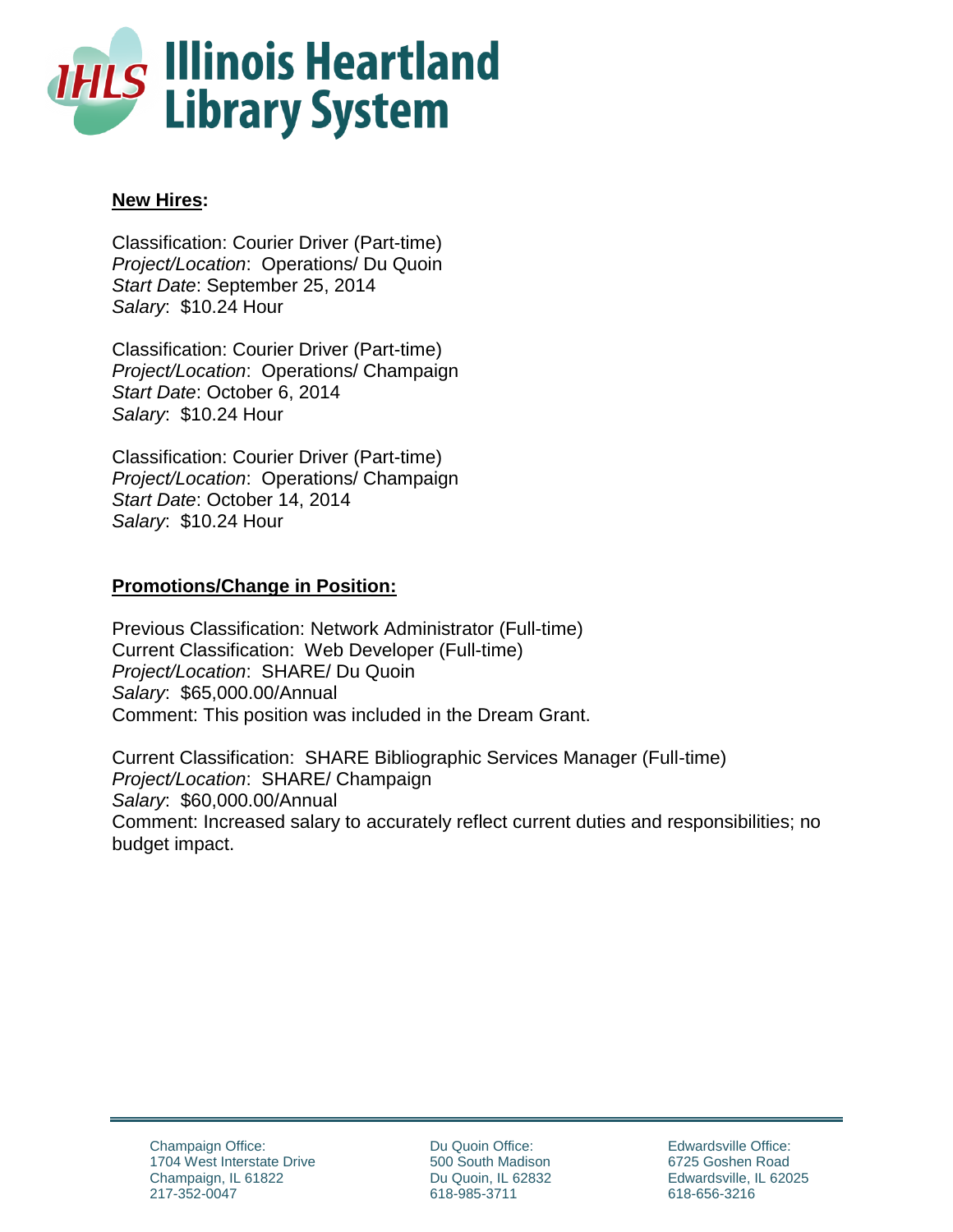**New Hires:**

Classification: Courier Driver (Part-time)
*Project/Location*: Operations/ Du Quoin
*Start Date*: September 25, 2014
*Salary*: $10.24 Hour

Classification: Courier Driver (Part-time)
*Project/Location*: Operations/ Champaign
*Start Date*: October 6, 2014
*Salary*: $10.24 Hour

Classification: Courier Driver (Part-time)
*Project/Location*: Operations/ Champaign
*Start Date*: October 14, 2014
*Salary*: $10.24 Hour

**Promotions/Change in Position:**

Previous Classification: Network Administrator (Full-time)
Current Classification: Web Developer (Full-time)
*Project/Location*: SHARE/ Du Quoin
*Salary*: $65,000.00/Annual
Comment: This position was included in the Dream Grant.

Current Classification: SHARE Bibliographic Services Manager (Full-time)
*Project/Location*: SHARE/ Champaign
*Salary*: $60,000.00/Annual
Comment: Increased salary to accurately reflect current duties and responsibilities; no budget impact.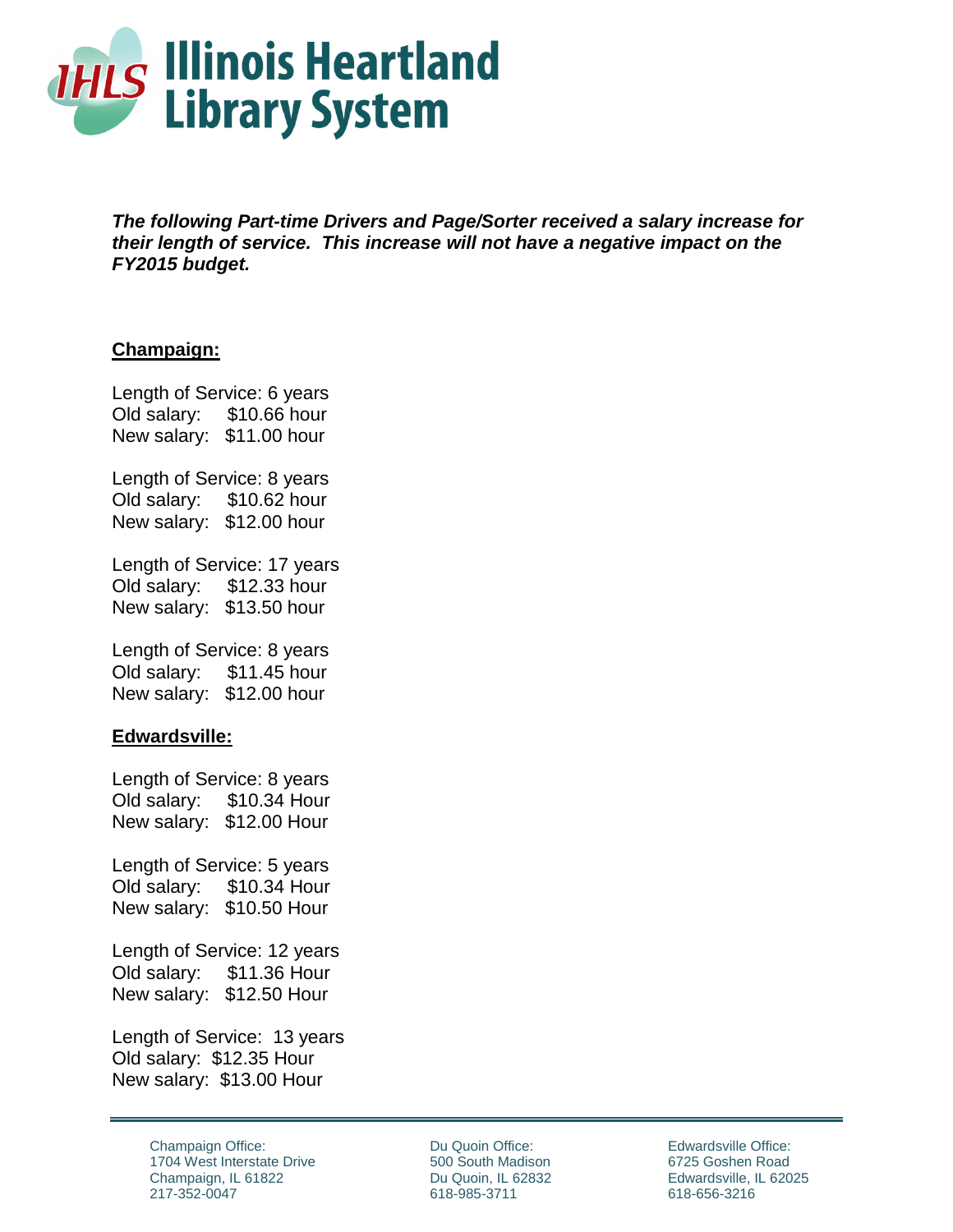# Illinois Heartland Library System

***The following Part-time Drivers and Page/Sorter received a salary increase for their length of service. This increase will not have a negative impact on the FY2015 budget.***

**Champaign:**

Length of Service: 6 years
Old salary: $10.66 hour
New salary: $11.00 hour

Length of Service: 8 years
Old salary: $10.62 hour
New salary: $12.00 hour

Length of Service: 17 years
Old salary: $12.33 hour
New salary: $13.50 hour

Length of Service: 8 years
Old salary: $11.45 hour
New salary: $12.00 hour

**Edwardsville:**

Length of Service: 8 years
Old salary: $10.34 Hour
New salary: $12.00 Hour

Length of Service: 5 years
Old salary: $10.34 Hour
New salary: $10.50 Hour

Length of Service: 12 years
Old salary: $11.36 Hour
New salary: $12.50 Hour

Length of Service: 13 years
Old salary: $12.35 Hour
New salary: $13.00 Hour

Champaign Office:
1704 West Interstate Drive
Champaign, IL 61822
217-352-0047

Du Quoin Office:
500 South Madison
Du Quoin, IL 62832
618-985-3711

Edwardsville Office:
6725 Goshen Road
Edwardsville, IL 62025
618-656-3216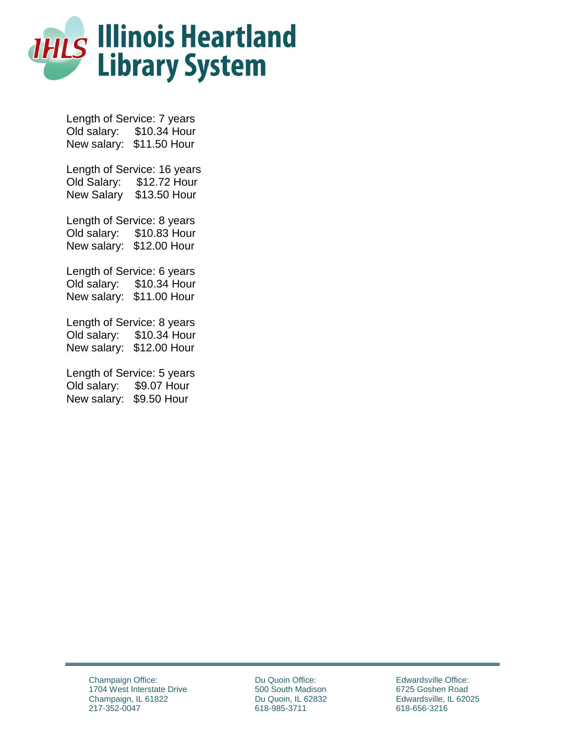# Illinois Heartland Library System

Length of Service: 7 years
Old salary: $10.34 Hour
New salary: $11.50 Hour

Length of Service: 16 years
Old Salary: $12.72 Hour
New Salary $13.50 Hour

Length of Service: 8 years
Old salary: $10.83 Hour
New salary: $12.00 Hour

Length of Service: 6 years
Old salary: $10.34 Hour
New salary: $11.00 Hour

Length of Service: 8 years
Old salary: $10.34 Hour
New salary: $12.00 Hour

Length of Service: 5 years
Old salary: $9.07 Hour
New salary: $9.50 Hour

Champaign Office:
1704 West Interstate Drive
Champaign, IL 61822
217-352-0047

Du Quoin Office:
500 South Madison
Du Quoin, IL 62832
618-985-3711

Edwardsville Office:
6725 Goshen Road
Edwardsville, IL 62025
618-656-3216